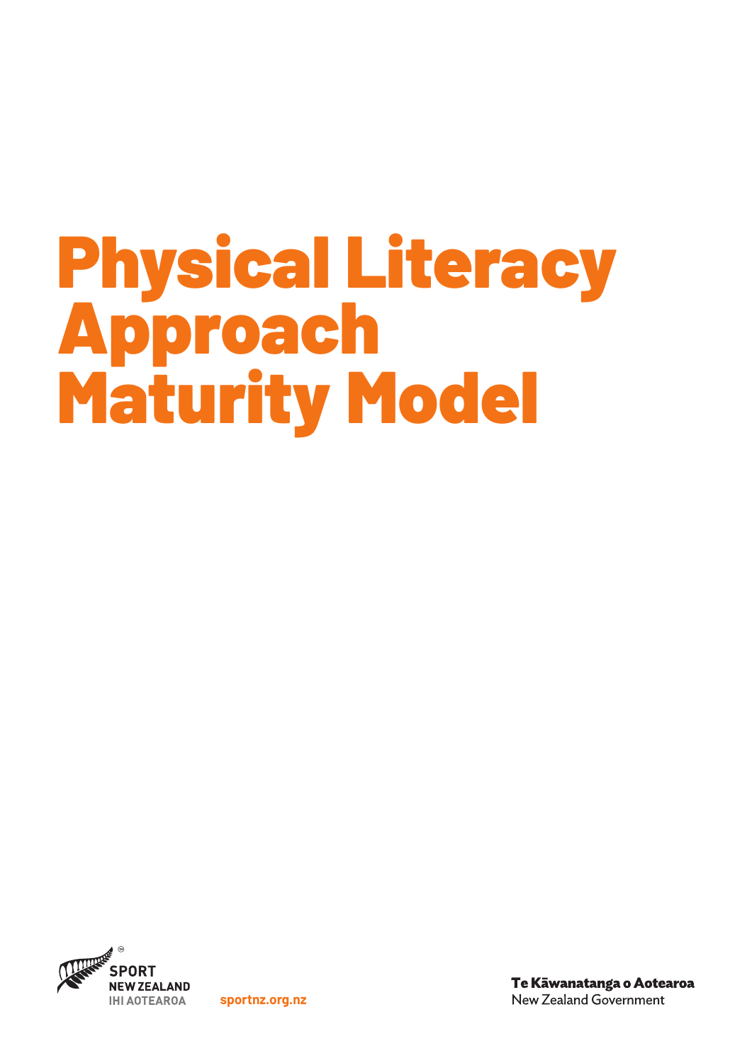# Physical Literacy Approach Maturity Model

SPORT NEW ZEALAND
IHI AOTEAROA

sportnz.org.nz

Te Kāwanatanga o Aotearoa
New Zealand Government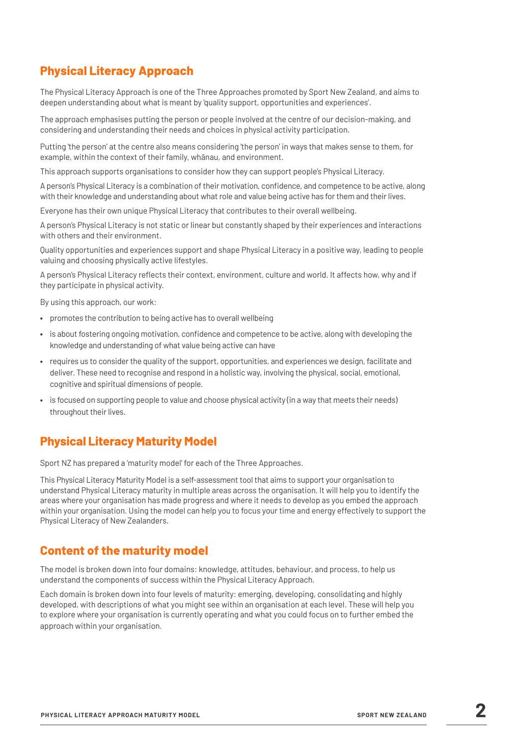## Physical Literacy Approach

The Physical Literacy Approach is one of the Three Approaches promoted by Sport New Zealand, and aims to deepen understanding about what is meant by 'quality support, opportunities and experiences'.

The approach emphasises putting the person or people involved at the centre of our decision-making, and considering and understanding their needs and choices in physical activity participation.

Putting 'the person' at the centre also means considering 'the person' in ways that makes sense to them, for example, within the context of their family, whānau, and environment.

This approach supports organisations to consider how they can support people's Physical Literacy.

A person's Physical Literacy is a combination of their motivation, confidence, and competence to be active, along with their knowledge and understanding about what role and value being active has for them and their lives.

Everyone has their own unique Physical Literacy that contributes to their overall wellbeing.

A person's Physical Literacy is not static or linear but constantly shaped by their experiences and interactions with others and their environment.

Quality opportunities and experiences support and shape Physical Literacy in a positive way, leading to people valuing and choosing physically active lifestyles.

A person's Physical Literacy reflects their context, environment, culture and world. It affects how, why and if they participate in physical activity.

By using this approach, our work:

- promotes the contribution to being active has to overall wellbeing
- is about fostering ongoing motivation, confidence and competence to be active, along with developing the knowledge and understanding of what value being active can have
- requires us to consider the quality of the support, opportunities, and experiences we design, facilitate and deliver. These need to recognise and respond in a holistic way, involving the physical, social, emotional, cognitive and spiritual dimensions of people.
- is focused on supporting people to value and choose physical activity (in a way that meets their needs) throughout their lives.

## Physical Literacy Maturity Model

Sport NZ has prepared a 'maturity model' for each of the Three Approaches.

This Physical Literacy Maturity Model is a self-assessment tool that aims to support your organisation to understand Physical Literacy maturity in multiple areas across the organisation. It will help you to identify the areas where your organisation has made progress and where it needs to develop as you embed the approach within your organisation. Using the model can help you to focus your time and energy effectively to support the Physical Literacy of New Zealanders.

## Content of the maturity model

The model is broken down into four domains: knowledge, attitudes, behaviour, and process, to help us understand the components of success within the Physical Literacy Approach.

Each domain is broken down into four levels of maturity: emerging, developing, consolidating and highly developed, with descriptions of what you might see within an organisation at each level. These will help you to explore where your organisation is currently operating and what you could focus on to further embed the approach within your organisation.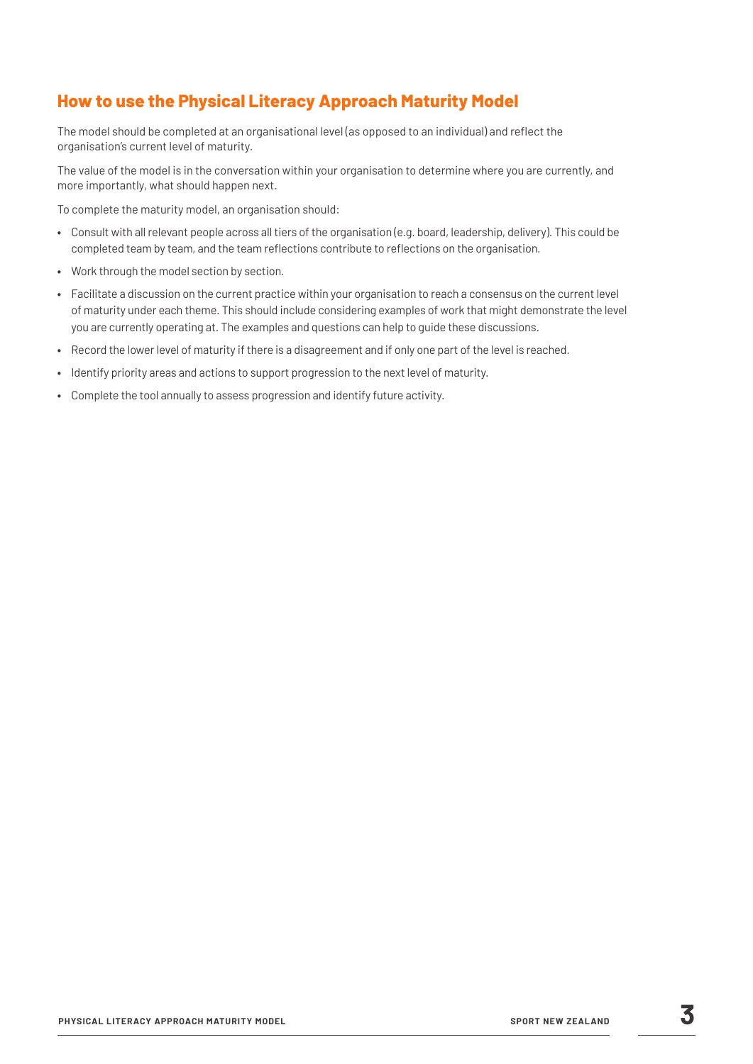## How to use the Physical Literacy Approach Maturity Model

The model should be completed at an organisational level (as opposed to an individual) and reflect the organisation's current level of maturity.

The value of the model is in the conversation within your organisation to determine where you are currently, and more importantly, what should happen next.

To complete the maturity model, an organisation should:

- Consult with all relevant people across all tiers of the organisation (e.g. board, leadership, delivery). This could be completed team by team, and the team reflections contribute to reflections on the organisation.
- Work through the model section by section.
- Facilitate a discussion on the current practice within your organisation to reach a consensus on the current level of maturity under each theme. This should include considering examples of work that might demonstrate the level you are currently operating at. The examples and questions can help to guide these discussions.
- Record the lower level of maturity if there is a disagreement and if only one part of the level is reached.
- Identify priority areas and actions to support progression to the next level of maturity.
- Complete the tool annually to assess progression and identify future activity.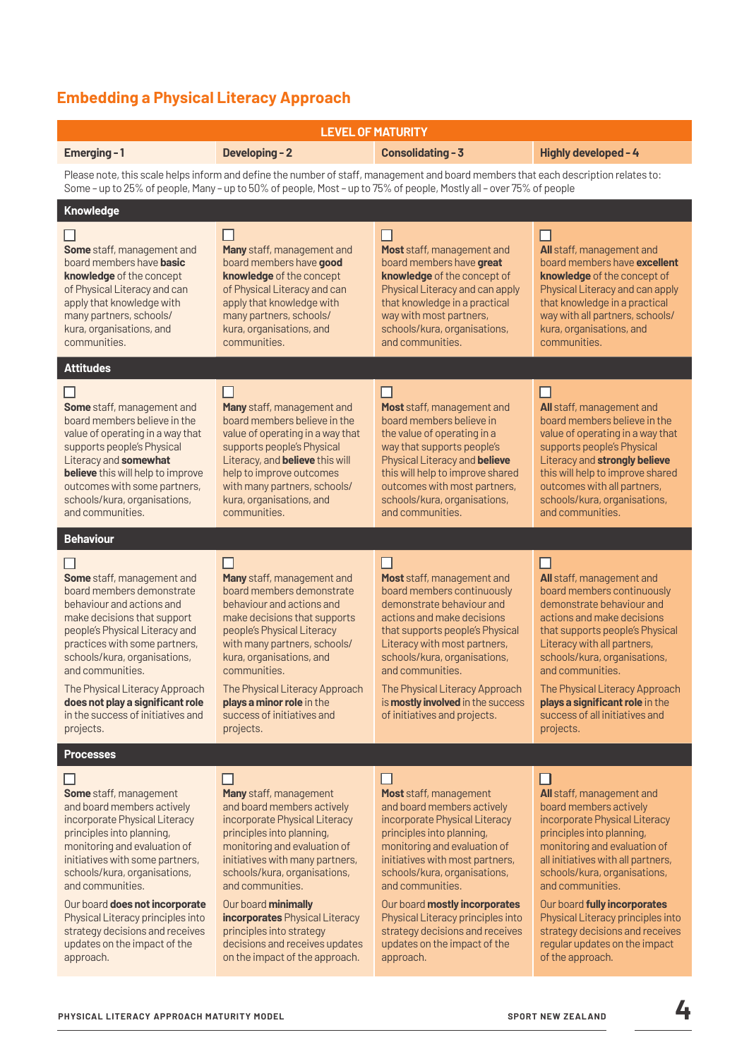## Embedding a Physical Literacy Approach

| LEVEL OF MATURITY | | | |
|---|---|---|---|
| **Emerging - 1** | **Developing - 2** | **Consolidating - 3** | **Highly developed - 4** |
| Please note, this scale helps inform and define the number of staff, management and board members that each description relates to: Some – up to 25% of people, Many – up to 50% of people, Most – up to 75% of people, Mostly all – over 75% of people | | | |
| **Knowledge** | | | |
| ☐ **Some** staff, management and board members have **basic knowledge** of the concept of Physical Literacy and can apply that knowledge with many partners, schools/kura, organisations, and communities. | ☐ **Many** staff, management and board members have **good knowledge** of the concept of Physical Literacy and can apply that knowledge with many partners, schools/kura, organisations, and communities. | ☐ **Most** staff, management and board members have **great knowledge** of the concept of Physical Literacy and can apply that knowledge in a practical way with most partners, schools/kura, organisations, and communities. | ☐ **All** staff, management and board members have **excellent knowledge** of the concept of Physical Literacy and can apply that knowledge in a practical way with all partners, schools/kura, organisations, and communities. |
| **Attitudes** | | | |
| ☐ **Some** staff, management and board members believe in the value of operating in a way that supports people's Physical Literacy and **somewhat believe** this will help to improve outcomes with some partners, schools/kura, organisations, and communities. | ☐ **Many** staff, management and board members believe in the value of operating in a way that supports people's Physical Literacy, and **believe** this will help to improve outcomes with many partners, schools/kura, organisations, and communities. | ☐ **Most** staff, management and board members believe in the value of operating in a way that supports people's Physical Literacy and **believe** this will help to improve shared outcomes with most partners, schools/kura, organisations, and communities. | ☐ **All** staff, management and board members believe in the value of operating in a way that supports people's Physical Literacy and **strongly believe** this will help to improve shared outcomes with all partners, schools/kura, organisations, and communities. |
| **Behaviour** | | | |
| ☐ **Some** staff, management and board members demonstrate behaviour and actions and make decisions that support people's Physical Literacy and practices with some partners, schools/kura, organisations, and communities.<br><br>The Physical Literacy Approach **does not play a significant role** in the success of initiatives and projects. | ☐ **Many** staff, management and board members demonstrate behaviour and actions and make decisions that supports people's Physical Literacy with many partners, schools/kura, organisations, and communities.<br><br>The Physical Literacy Approach **plays a minor role** in the success of initiatives and projects. | ☐ **Most** staff, management and board members continuously demonstrate behaviour and actions and make decisions that supports people's Physical Literacy with most partners, schools/kura, organisations, and communities.<br><br>The Physical Literacy Approach is **mostly involved** in the success of initiatives and projects. | ☐ **All** staff, management and board members continuously demonstrate behaviour and actions and make decisions that supports people's Physical Literacy with all partners, schools/kura, organisations, and communities.<br><br>The Physical Literacy Approach **plays a significant role** in the success of all initiatives and projects. |
| **Processes** | | | |
| ☐ **Some** staff, management and board members actively incorporate Physical Literacy principles into planning, monitoring and evaluation of initiatives with some partners, schools/kura, organisations, and communities.<br><br>Our board **does not incorporate** Physical Literacy principles into strategy decisions and receives updates on the impact of the approach. | ☐ **Many** staff, management and board members actively incorporate Physical Literacy principles into planning, monitoring and evaluation of initiatives with many partners, schools/kura, organisations, and communities.<br><br>Our board **minimally incorporates** Physical Literacy principles into strategy decisions and receives updates on the impact of the approach. | ☐ **Most** staff, management and board members actively incorporate Physical Literacy principles into planning, monitoring and evaluation of initiatives with most partners, schools/kura, organisations, and communities.<br><br>Our board **mostly incorporates** Physical Literacy principles into strategy decisions and receives updates on the impact of the approach. | ☐ **All** staff, management and board members actively incorporate Physical Literacy principles into planning, monitoring and evaluation of all initiatives with all partners, schools/kura, organisations, and communities.<br><br>Our board **fully incorporates** Physical Literacy principles into strategy decisions and receives regular updates on the impact of the approach. |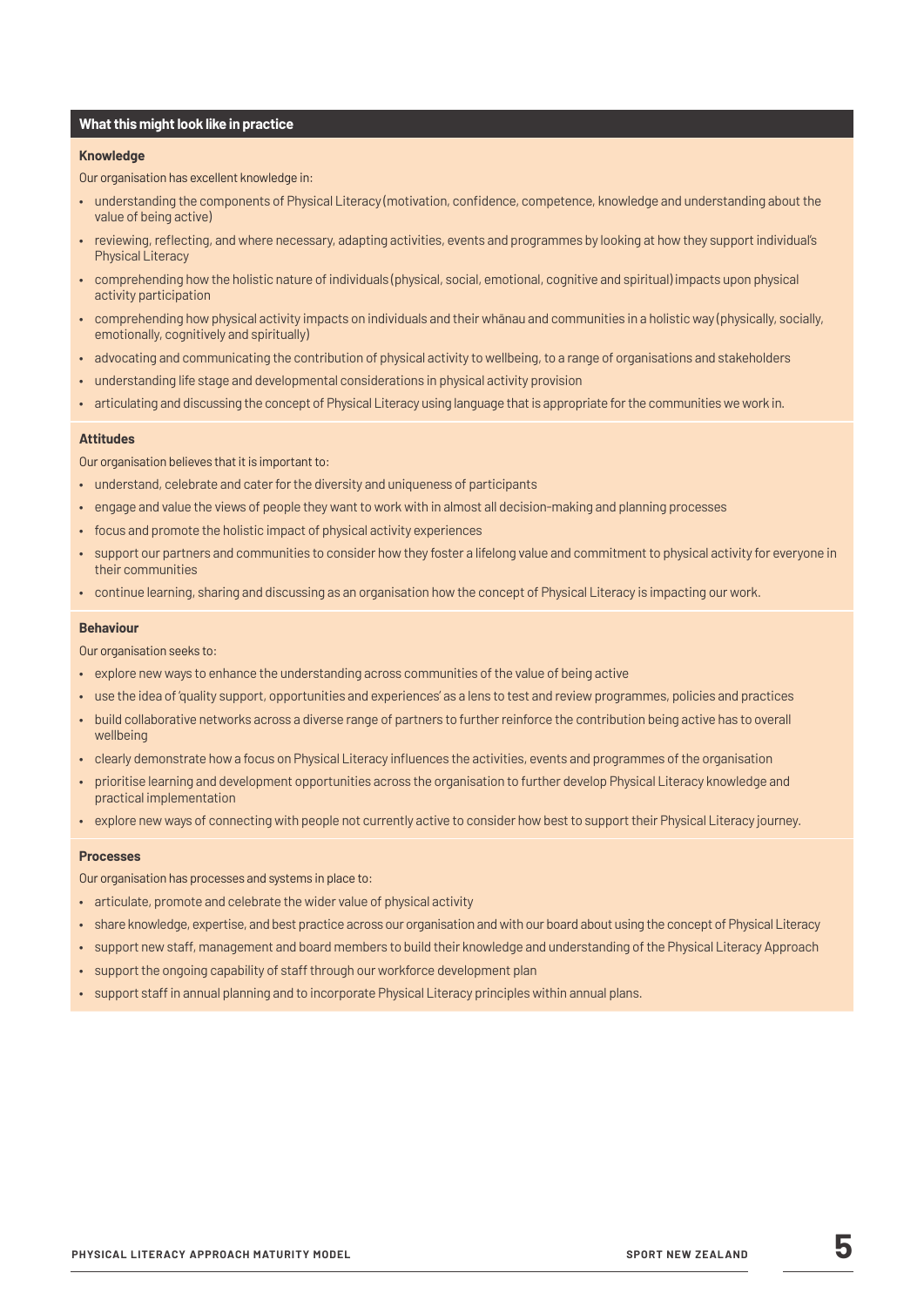## What this might look like in practice

### Knowledge

Our organisation has excellent knowledge in:

- understanding the components of Physical Literacy (motivation, confidence, competence, knowledge and understanding about the value of being active)
- reviewing, reflecting, and where necessary, adapting activities, events and programmes by looking at how they support individual's Physical Literacy
- comprehending how the holistic nature of individuals (physical, social, emotional, cognitive and spiritual) impacts upon physical activity participation
- comprehending how physical activity impacts on individuals and their whānau and communities in a holistic way (physically, socially, emotionally, cognitively and spiritually)
- advocating and communicating the contribution of physical activity to wellbeing, to a range of organisations and stakeholders
- understanding life stage and developmental considerations in physical activity provision
- articulating and discussing the concept of Physical Literacy using language that is appropriate for the communities we work in.

### Attitudes

Our organisation believes that it is important to:

- understand, celebrate and cater for the diversity and uniqueness of participants
- engage and value the views of people they want to work with in almost all decision-making and planning processes
- focus and promote the holistic impact of physical activity experiences
- support our partners and communities to consider how they foster a lifelong value and commitment to physical activity for everyone in their communities
- continue learning, sharing and discussing as an organisation how the concept of Physical Literacy is impacting our work.

### Behaviour

Our organisation seeks to:

- explore new ways to enhance the understanding across communities of the value of being active
- use the idea of 'quality support, opportunities and experiences' as a lens to test and review programmes, policies and practices
- build collaborative networks across a diverse range of partners to further reinforce the contribution being active has to overall wellbeing
- clearly demonstrate how a focus on Physical Literacy influences the activities, events and programmes of the organisation
- prioritise learning and development opportunities across the organisation to further develop Physical Literacy knowledge and practical implementation
- explore new ways of connecting with people not currently active to consider how best to support their Physical Literacy journey.

### Processes

Our organisation has processes and systems in place to:

- articulate, promote and celebrate the wider value of physical activity
- share knowledge, expertise, and best practice across our organisation and with our board about using the concept of Physical Literacy
- support new staff, management and board members to build their knowledge and understanding of the Physical Literacy Approach
- support the ongoing capability of staff through our workforce development plan
- support staff in annual planning and to incorporate Physical Literacy principles within annual plans.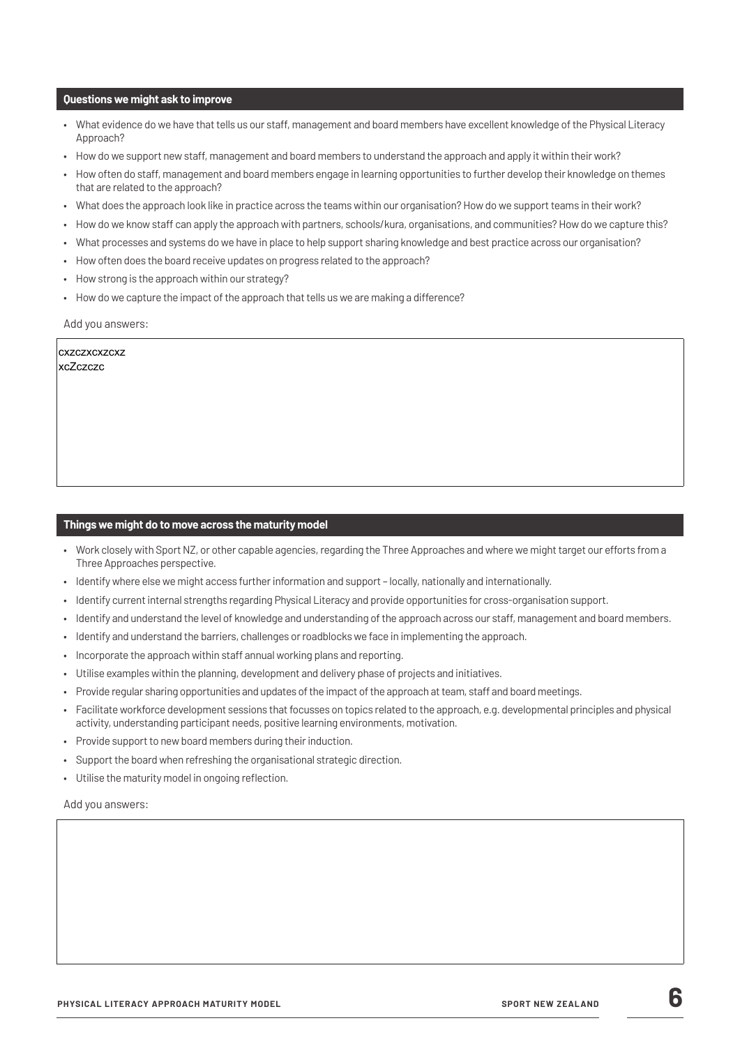## Questions we might ask to improve

- What evidence do we have that tells us our staff, management and board members have excellent knowledge of the Physical Literacy Approach?
- How do we support new staff, management and board members to understand the approach and apply it within their work?
- How often do staff, management and board members engage in learning opportunities to further develop their knowledge on themes that are related to the approach?
- What does the approach look like in practice across the teams within our organisation? How do we support teams in their work?
- How do we know staff can apply the approach with partners, schools/kura, organisations, and communities? How do we capture this?
- What processes and systems do we have in place to help support sharing knowledge and best practice across our organisation?
- How often does the board receive updates on progress related to the approach?
- How strong is the approach within our strategy?
- How do we capture the impact of the approach that tells us we are making a difference?

Add you answers:

cxzczxcxzcxz
xcZczczc

## Things we might do to move across the maturity model

- Work closely with Sport NZ, or other capable agencies, regarding the Three Approaches and where we might target our efforts from a Three Approaches perspective.
- Identify where else we might access further information and support – locally, nationally and internationally.
- Identify current internal strengths regarding Physical Literacy and provide opportunities for cross-organisation support.
- Identify and understand the level of knowledge and understanding of the approach across our staff, management and board members.
- Identify and understand the barriers, challenges or roadblocks we face in implementing the approach.
- Incorporate the approach within staff annual working plans and reporting.
- Utilise examples within the planning, development and delivery phase of projects and initiatives.
- Provide regular sharing opportunities and updates of the impact of the approach at team, staff and board meetings.
- Facilitate workforce development sessions that focusses on topics related to the approach, e.g. developmental principles and physical activity, understanding participant needs, positive learning environments, motivation.
- Provide support to new board members during their induction.
- Support the board when refreshing the organisational strategic direction.
- Utilise the maturity model in ongoing reflection.

Add you answers: